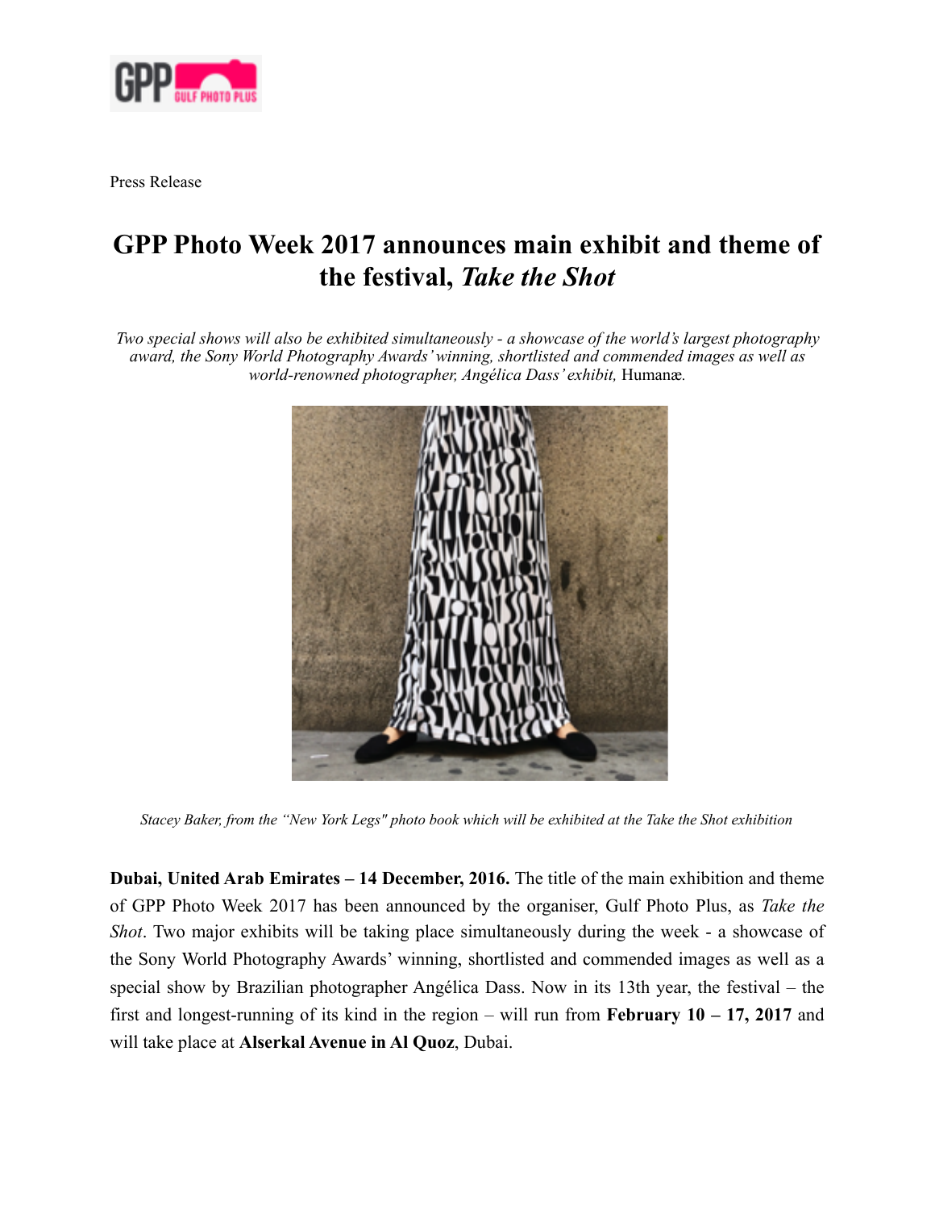Press Release

# GPP Photo Week 2017 announces main exhibit and theme of the festival, *Take the Shot*

*Two special shows will also be exhibited simultaneously - a showcase of the world's largest photography award, the Sony World Photography Awards' winning, shortlisted and commended images as well as world-renowned photographer, Angélica Dass' exhibit,* Humanæ.

*Stacey Baker, from the "New York Legs" photo book which will be exhibited at the Take the Shot exhibition*

**Dubai, United Arab Emirates – 14 December, 2016.** The title of the main exhibition and theme of GPP Photo Week 2017 has been announced by the organiser, Gulf Photo Plus, as *Take the Shot*. Two major exhibits will be taking place simultaneously during the week - a showcase of the Sony World Photography Awards' winning, shortlisted and commended images as well as a special show by Brazilian photographer Angélica Dass. Now in its 13th year, the festival – the first and longest-running of its kind in the region – will run from **February 10 – 17, 2017** and will take place at **Alserkal Avenue in Al Quoz**, Dubai.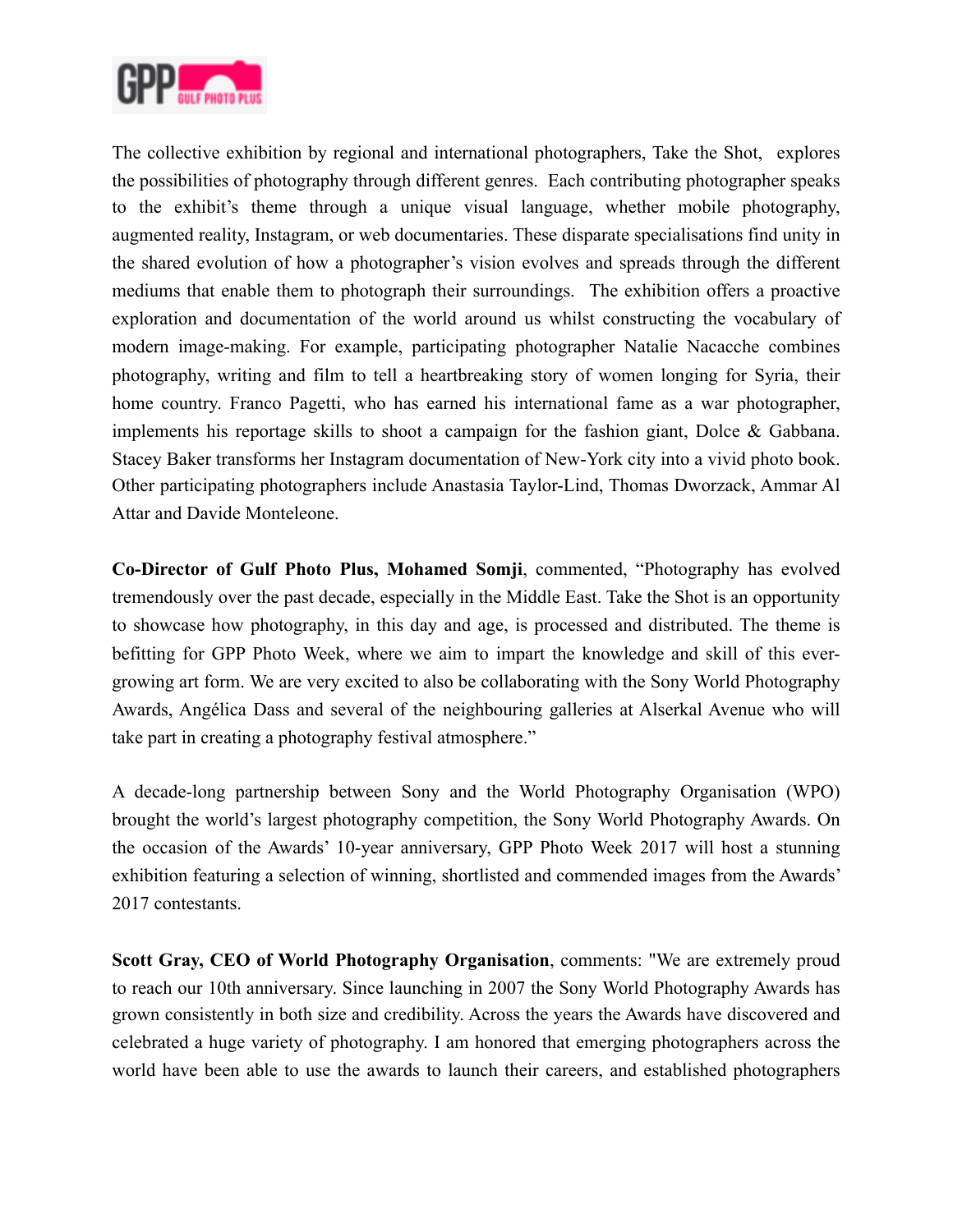The collective exhibition by regional and international photographers, Take the Shot, explores the possibilities of photography through different genres. Each contributing photographer speaks to the exhibit's theme through a unique visual language, whether mobile photography, augmented reality, Instagram, or web documentaries. These disparate specialisations find unity in the shared evolution of how a photographer's vision evolves and spreads through the different mediums that enable them to photograph their surroundings. The exhibition offers a proactive exploration and documentation of the world around us whilst constructing the vocabulary of modern image-making. For example, participating photographer Natalie Nacacche combines photography, writing and film to tell a heartbreaking story of women longing for Syria, their home country. Franco Pagetti, who has earned his international fame as a war photographer, implements his reportage skills to shoot a campaign for the fashion giant, Dolce & Gabbana. Stacey Baker transforms her Instagram documentation of New-York city into a vivid photo book. Other participating photographers include Anastasia Taylor-Lind, Thomas Dworzack, Ammar Al Attar and Davide Monteleone.

**Co-Director of Gulf Photo Plus, Mohamed Somji**, commented, "Photography has evolved tremendously over the past decade, especially in the Middle East. Take the Shot is an opportunity to showcase how photography, in this day and age, is processed and distributed. The theme is befitting for GPP Photo Week, where we aim to impart the knowledge and skill of this ever-growing art form. We are very excited to also be collaborating with the Sony World Photography Awards, Angélica Dass and several of the neighbouring galleries at Alserkal Avenue who will take part in creating a photography festival atmosphere."

A decade-long partnership between Sony and the World Photography Organisation (WPO) brought the world's largest photography competition, the Sony World Photography Awards. On the occasion of the Awards' 10-year anniversary, GPP Photo Week 2017 will host a stunning exhibition featuring a selection of winning, shortlisted and commended images from the Awards' 2017 contestants.

**Scott Gray, CEO of World Photography Organisation**, comments: "We are extremely proud to reach our 10th anniversary. Since launching in 2007 the Sony World Photography Awards has grown consistently in both size and credibility. Across the years the Awards have discovered and celebrated a huge variety of photography. I am honored that emerging photographers across the world have been able to use the awards to launch their careers, and established photographers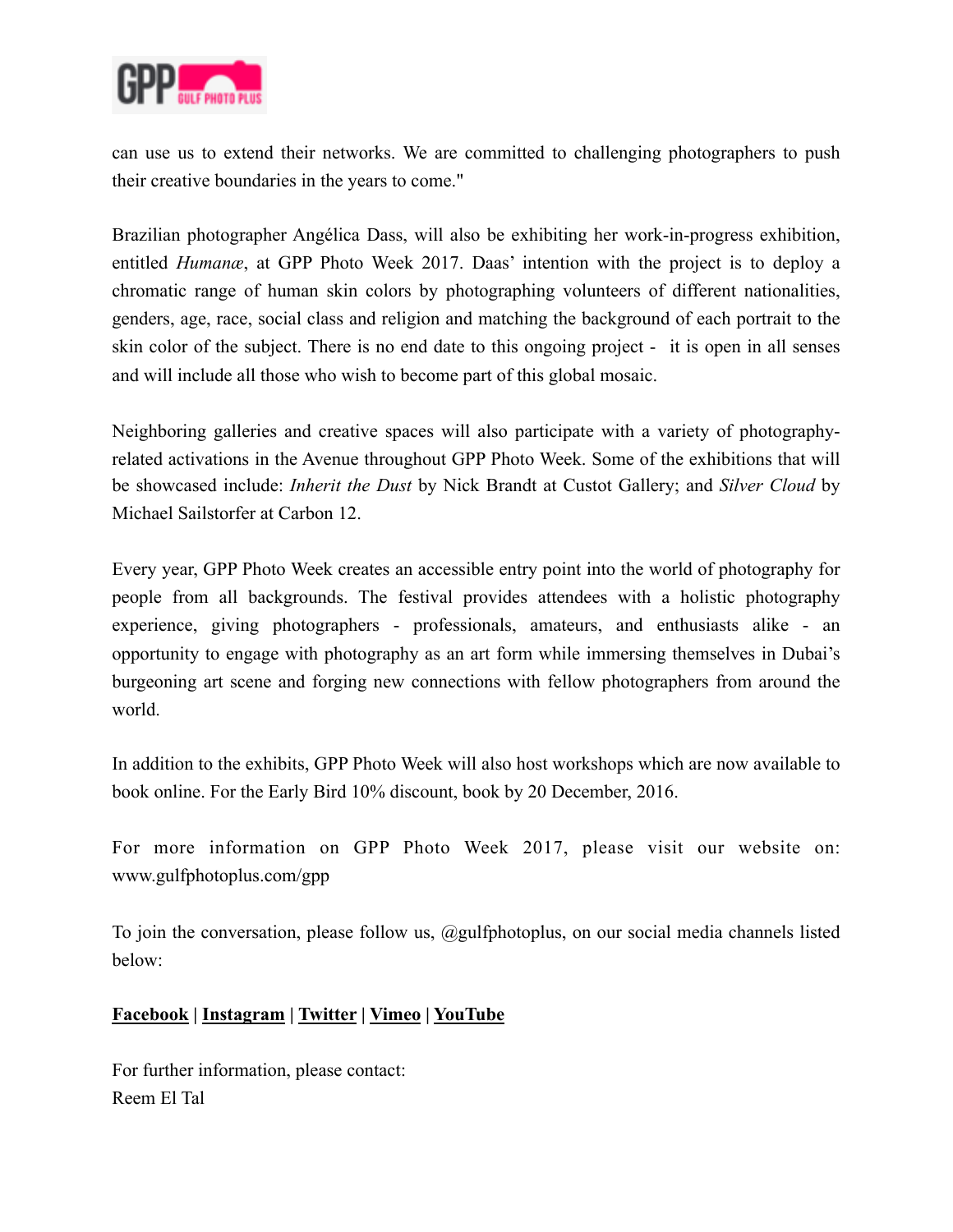can use us to extend their networks. We are committed to challenging photographers to push their creative boundaries in the years to come."

Brazilian photographer Angélica Dass, will also be exhibiting her work-in-progress exhibition, entitled *Humanæ*, at GPP Photo Week 2017. Daas' intention with the project is to deploy a chromatic range of human skin colors by photographing volunteers of different nationalities, genders, age, race, social class and religion and matching the background of each portrait to the skin color of the subject. There is no end date to this ongoing project - it is open in all senses and will include all those who wish to become part of this global mosaic.

Neighboring galleries and creative spaces will also participate with a variety of photography-related activations in the Avenue throughout GPP Photo Week. Some of the exhibitions that will be showcased include: *Inherit the Dust* by Nick Brandt at Custot Gallery; and *Silver Cloud* by Michael Sailstorfer at Carbon 12.

Every year, GPP Photo Week creates an accessible entry point into the world of photography for people from all backgrounds. The festival provides attendees with a holistic photography experience, giving photographers - professionals, amateurs, and enthusiasts alike - an opportunity to engage with photography as an art form while immersing themselves in Dubai's burgeoning art scene and forging new connections with fellow photographers from around the world.

In addition to the exhibits, GPP Photo Week will also host workshops which are now available to book online. For the Early Bird 10% discount, book by 20 December, 2016.

For more information on GPP Photo Week 2017, please visit our website on: www.gulfphotoplus.com/gpp

To join the conversation, please follow us, @gulfphotoplus, on our social media channels listed below:

**Facebook** | **Instagram** | **Twitter** | **Vimeo** | **YouTube**

For further information, please contact:
Reem El Tal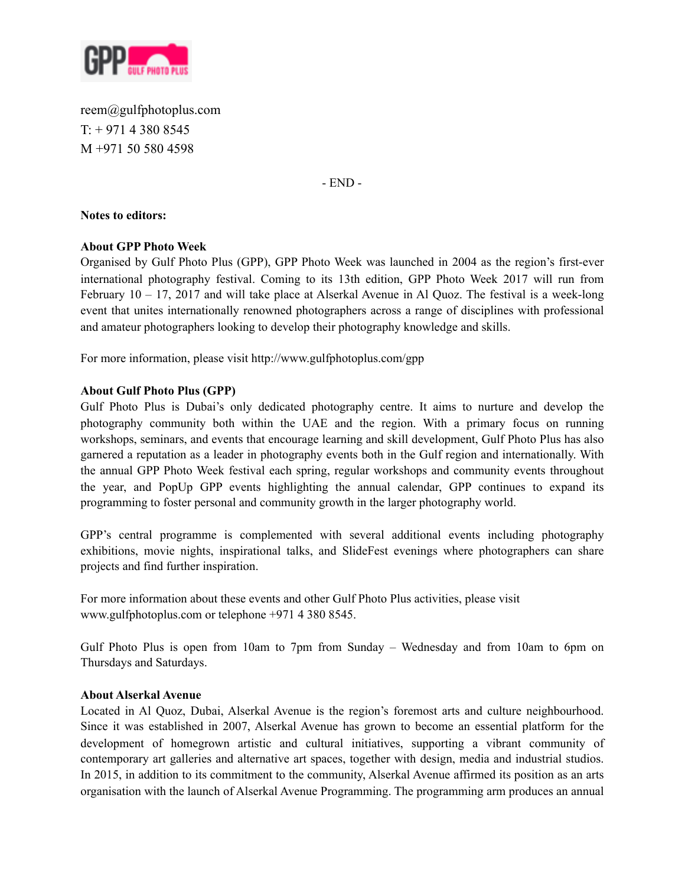reem@gulfphotoplus.com
T: + 971 4 380 8545
M +971 50 580 4598

- END -

**Notes to editors:**

**About GPP Photo Week**
Organised by Gulf Photo Plus (GPP), GPP Photo Week was launched in 2004 as the region's first-ever international photography festival. Coming to its 13th edition, GPP Photo Week 2017 will run from February 10 – 17, 2017 and will take place at Alserkal Avenue in Al Quoz. The festival is a week-long event that unites internationally renowned photographers across a range of disciplines with professional and amateur photographers looking to develop their photography knowledge and skills.

For more information, please visit http://www.gulfphotoplus.com/gpp

**About Gulf Photo Plus (GPP)**
Gulf Photo Plus is Dubai's only dedicated photography centre. It aims to nurture and develop the photography community both within the UAE and the region. With a primary focus on running workshops, seminars, and events that encourage learning and skill development, Gulf Photo Plus has also garnered a reputation as a leader in photography events both in the Gulf region and internationally. With the annual GPP Photo Week festival each spring, regular workshops and community events throughout the year, and PopUp GPP events highlighting the annual calendar, GPP continues to expand its programming to foster personal and community growth in the larger photography world.

GPP's central programme is complemented with several additional events including photography exhibitions, movie nights, inspirational talks, and SlideFest evenings where photographers can share projects and find further inspiration.

For more information about these events and other Gulf Photo Plus activities, please visit www.gulfphotoplus.com or telephone +971 4 380 8545.

Gulf Photo Plus is open from 10am to 7pm from Sunday – Wednesday and from 10am to 6pm on Thursdays and Saturdays.

**About Alserkal Avenue**
Located in Al Quoz, Dubai, Alserkal Avenue is the region's foremost arts and culture neighbourhood. Since it was established in 2007, Alserkal Avenue has grown to become an essential platform for the development of homegrown artistic and cultural initiatives, supporting a vibrant community of contemporary art galleries and alternative art spaces, together with design, media and industrial studios. In 2015, in addition to its commitment to the community, Alserkal Avenue affirmed its position as an arts organisation with the launch of Alserkal Avenue Programming. The programming arm produces an annual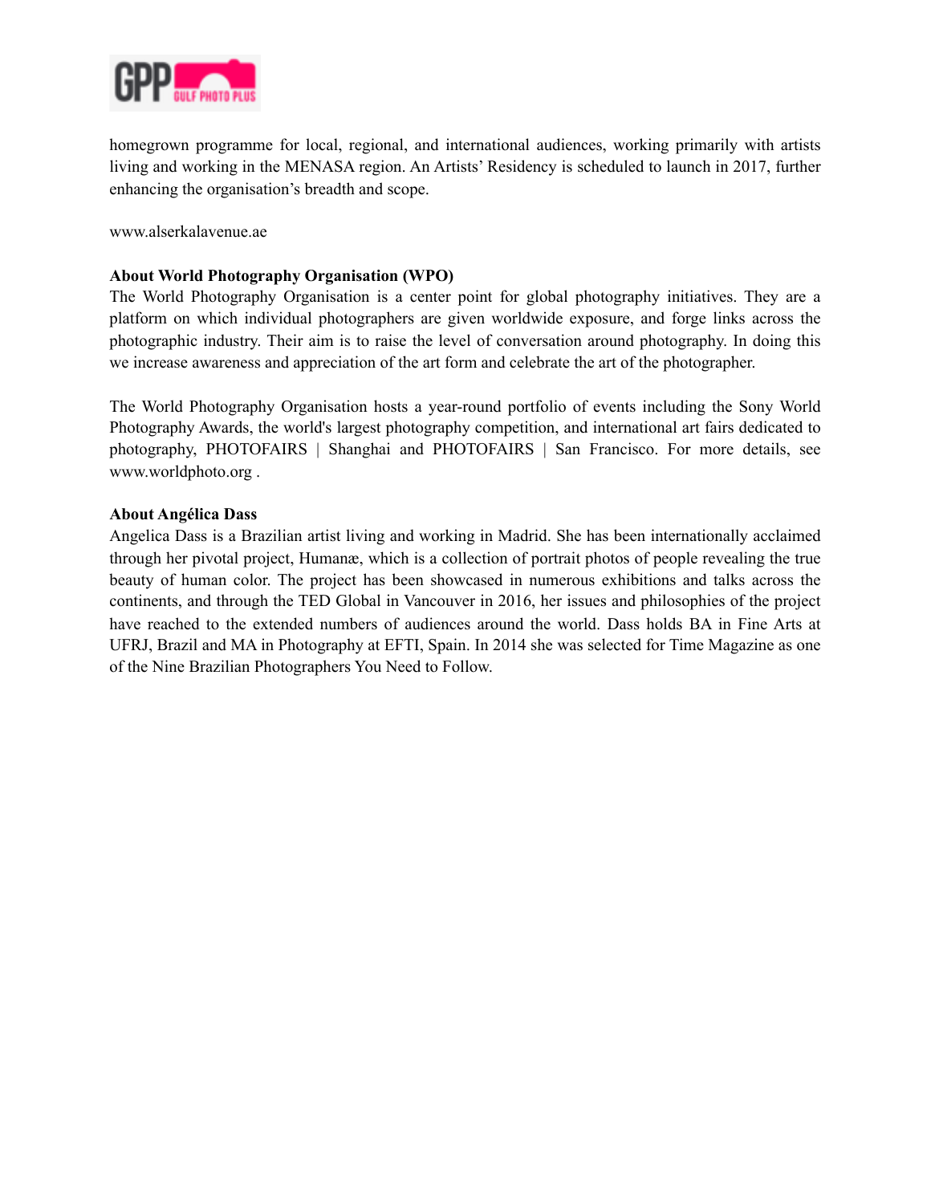homegrown programme for local, regional, and international audiences, working primarily with artists living and working in the MENASA region. An Artists' Residency is scheduled to launch in 2017, further enhancing the organisation's breadth and scope.

www.alserkalavenue.ae

**About World Photography Organisation (WPO)**

The World Photography Organisation is a center point for global photography initiatives. They are a platform on which individual photographers are given worldwide exposure, and forge links across the photographic industry. Their aim is to raise the level of conversation around photography. In doing this we increase awareness and appreciation of the art form and celebrate the art of the photographer.

The World Photography Organisation hosts a year-round portfolio of events including the Sony World Photography Awards, the world's largest photography competition, and international art fairs dedicated to photography, PHOTOFAIRS | Shanghai and PHOTOFAIRS | San Francisco. For more details, see www.worldphoto.org .

**About Angélica Dass**

Angelica Dass is a Brazilian artist living and working in Madrid. She has been internationally acclaimed through her pivotal project, Humanæ, which is a collection of portrait photos of people revealing the true beauty of human color. The project has been showcased in numerous exhibitions and talks across the continents, and through the TED Global in Vancouver in 2016, her issues and philosophies of the project have reached to the extended numbers of audiences around the world. Dass holds BA in Fine Arts at UFRJ, Brazil and MA in Photography at EFTI, Spain. In 2014 she was selected for Time Magazine as one of the Nine Brazilian Photographers You Need to Follow.